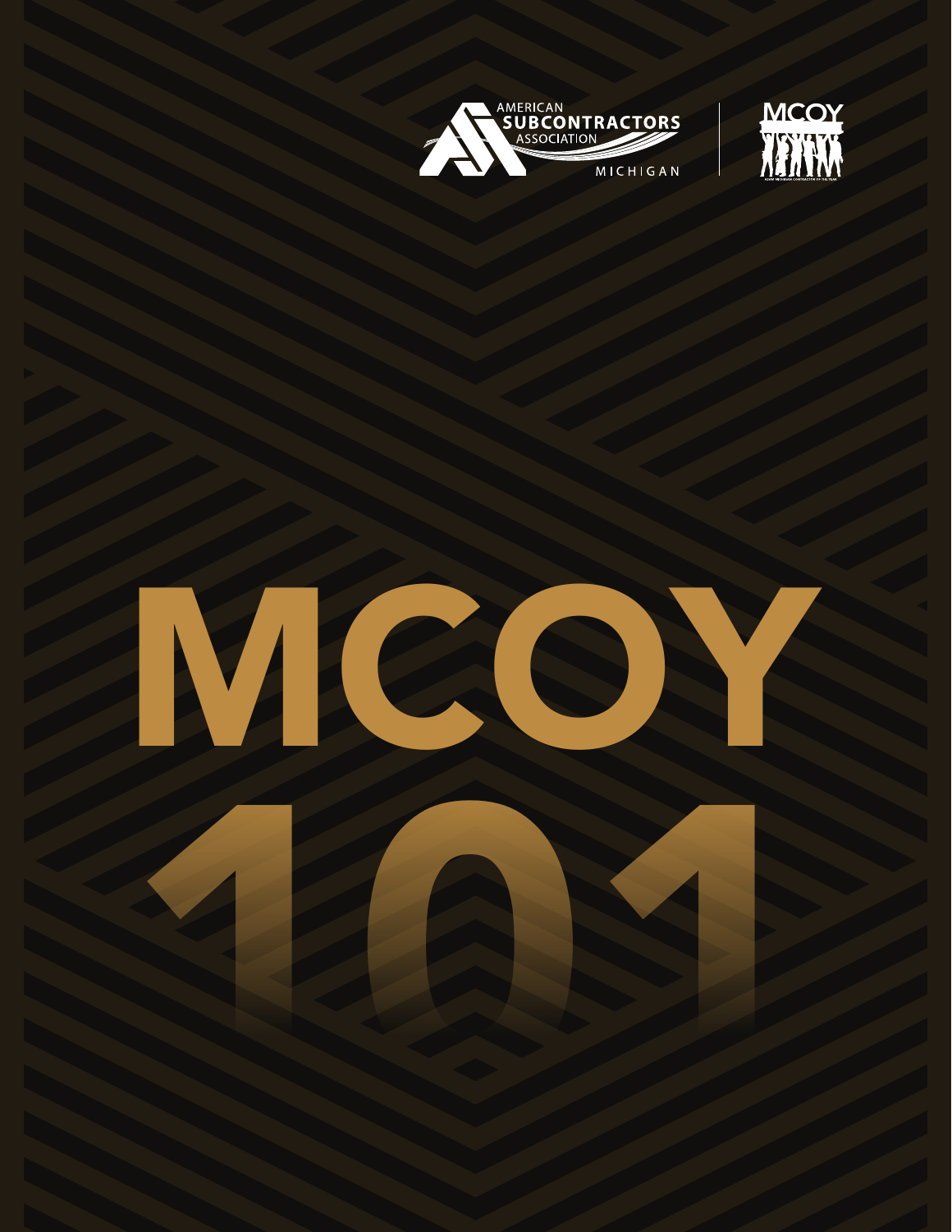AMERICAN SUBCONTRACTORS ASSOCIATION

MICHIGAN

MCOY

# MCOY 101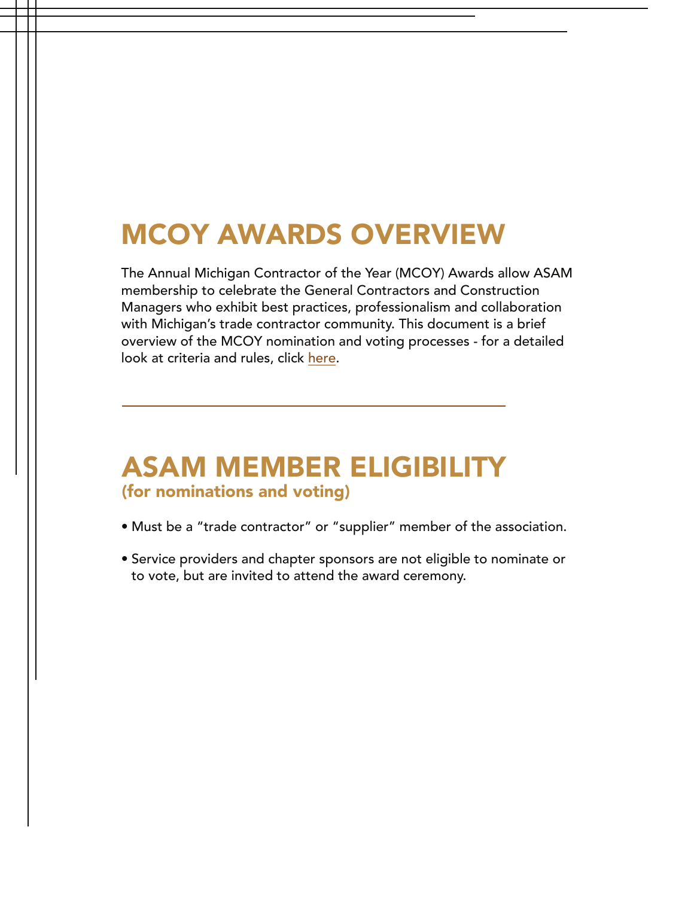# MCOY AWARDS OVERVIEW

The Annual Michigan Contractor of the Year (MCOY) Awards allow ASAM membership to celebrate the General Contractors and Construction Managers who exhibit best practices, professionalism and collaboration with Michigan's trade contractor community. This document is a brief overview of the MCOY nomination and voting processes - for a detailed look at criteria and rules, click here.

---

# ASAM MEMBER ELIGIBILITY

## (for nominations and voting)

- Must be a "trade contractor" or "supplier" member of the association.
- Service providers and chapter sponsors are not eligible to nominate or to vote, but are invited to attend the award ceremony.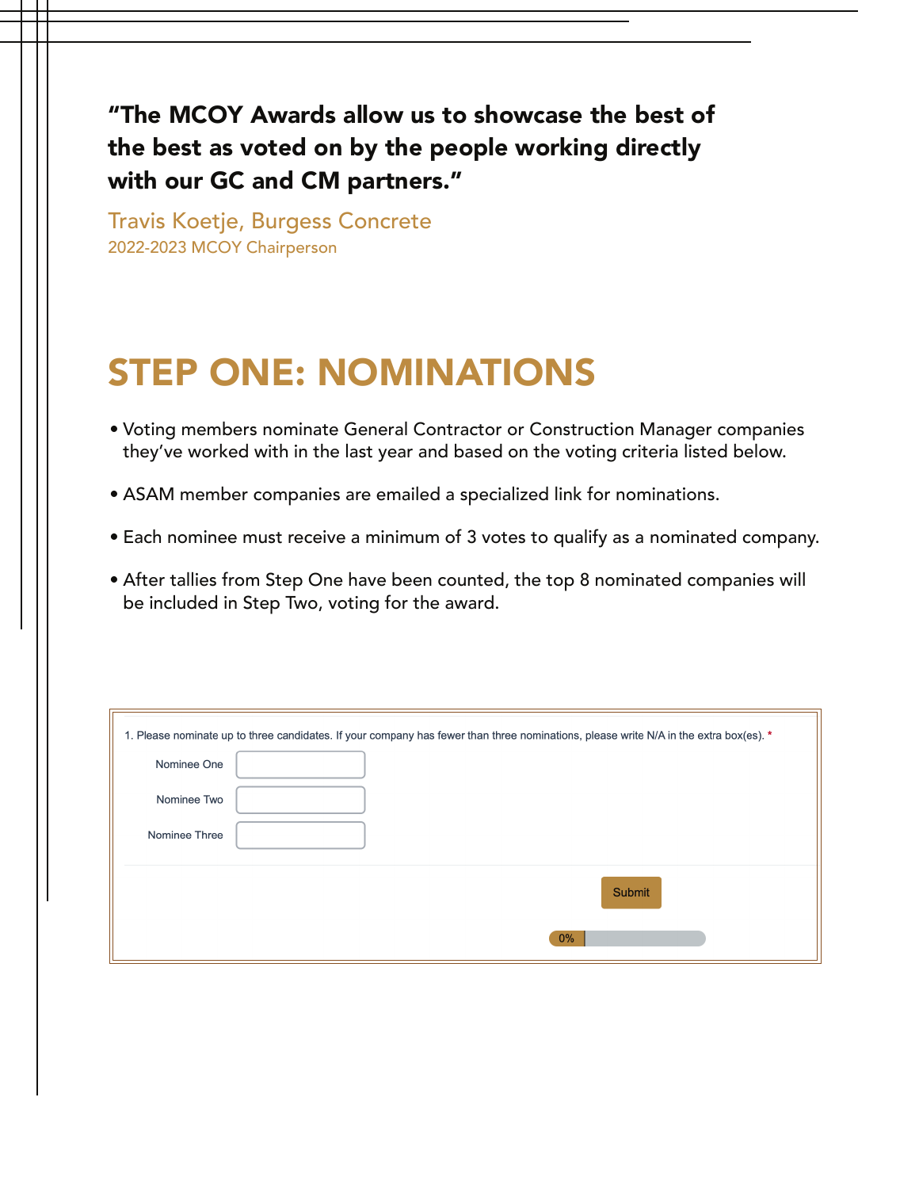**"The MCOY Awards allow us to showcase the best of the best as voted on by the people working directly with our GC and CM partners."**

Travis Koetje, Burgess Concrete
2022-2023 MCOY Chairperson

# STEP ONE: NOMINATIONS

- Voting members nominate General Contractor or Construction Manager companies they've worked with in the last year and based on the voting criteria listed below.
- ASAM member companies are emailed a specialized link for nominations.
- Each nominee must receive a minimum of 3 votes to qualify as a nominated company.
- After tallies from Step One have been counted, the top 8 nominated companies will be included in Step Two, voting for the award.

1. Please nominate up to three candidates. If your company has fewer than three nominations, please write N/A in the extra box(es). *

Nominee One

Nominee Two

Nominee Three

Submit

0%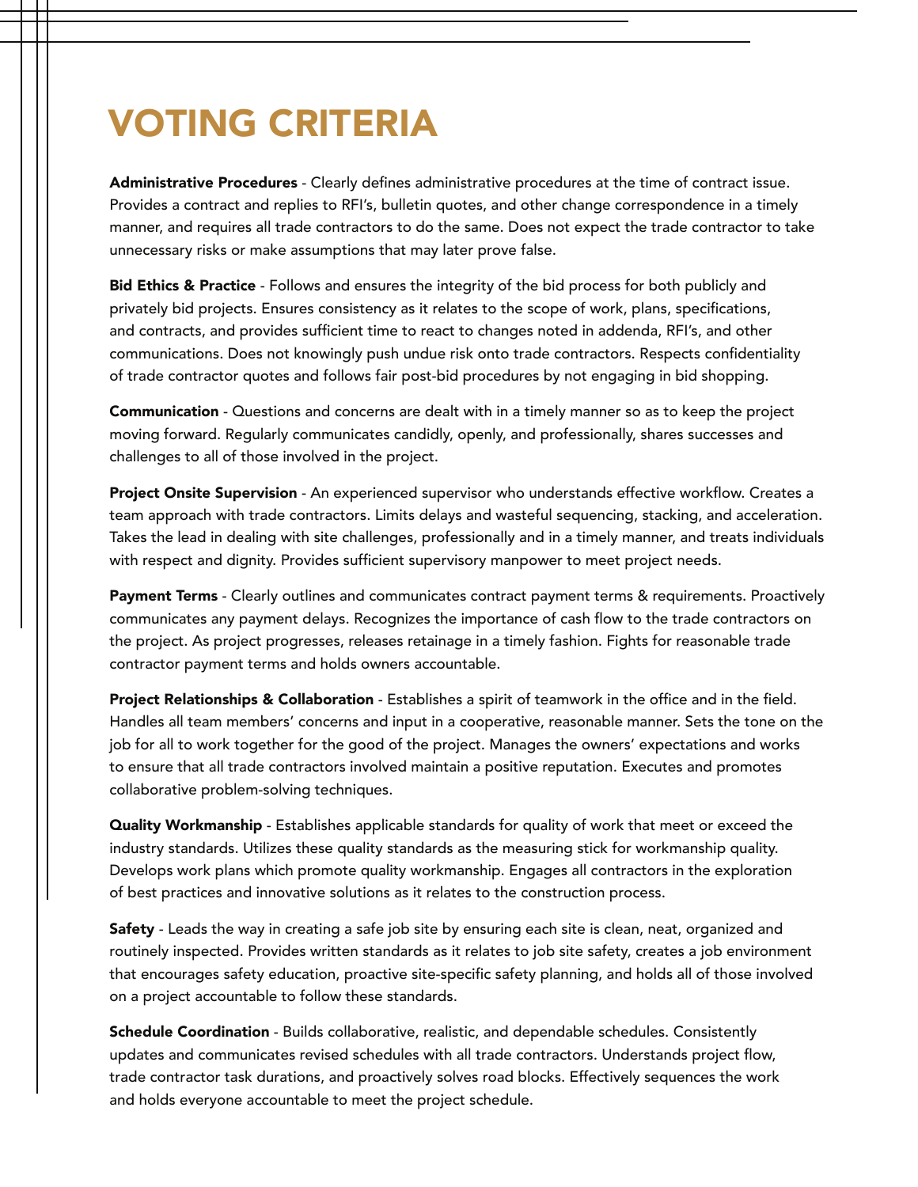# VOTING CRITERIA

**Administrative Procedures** - Clearly defines administrative procedures at the time of contract issue. Provides a contract and replies to RFI's, bulletin quotes, and other change correspondence in a timely manner, and requires all trade contractors to do the same. Does not expect the trade contractor to take unnecessary risks or make assumptions that may later prove false.

**Bid Ethics & Practice** - Follows and ensures the integrity of the bid process for both publicly and privately bid projects. Ensures consistency as it relates to the scope of work, plans, specifications, and contracts, and provides sufficient time to react to changes noted in addenda, RFI's, and other communications. Does not knowingly push undue risk onto trade contractors. Respects confidentiality of trade contractor quotes and follows fair post-bid procedures by not engaging in bid shopping.

**Communication** - Questions and concerns are dealt with in a timely manner so as to keep the project moving forward. Regularly communicates candidly, openly, and professionally, shares successes and challenges to all of those involved in the project.

**Project Onsite Supervision** - An experienced supervisor who understands effective workflow. Creates a team approach with trade contractors. Limits delays and wasteful sequencing, stacking, and acceleration. Takes the lead in dealing with site challenges, professionally and in a timely manner, and treats individuals with respect and dignity. Provides sufficient supervisory manpower to meet project needs.

**Payment Terms** - Clearly outlines and communicates contract payment terms & requirements. Proactively communicates any payment delays. Recognizes the importance of cash flow to the trade contractors on the project. As project progresses, releases retainage in a timely fashion. Fights for reasonable trade contractor payment terms and holds owners accountable.

**Project Relationships & Collaboration** - Establishes a spirit of teamwork in the office and in the field. Handles all team members' concerns and input in a cooperative, reasonable manner. Sets the tone on the job for all to work together for the good of the project. Manages the owners' expectations and works to ensure that all trade contractors involved maintain a positive reputation. Executes and promotes collaborative problem-solving techniques.

**Quality Workmanship** - Establishes applicable standards for quality of work that meet or exceed the industry standards. Utilizes these quality standards as the measuring stick for workmanship quality. Develops work plans which promote quality workmanship. Engages all contractors in the exploration of best practices and innovative solutions as it relates to the construction process.

**Safety** - Leads the way in creating a safe job site by ensuring each site is clean, neat, organized and routinely inspected. Provides written standards as it relates to job site safety, creates a job environment that encourages safety education, proactive site-specific safety planning, and holds all of those involved on a project accountable to follow these standards.

**Schedule Coordination** - Builds collaborative, realistic, and dependable schedules. Consistently updates and communicates revised schedules with all trade contractors. Understands project flow, trade contractor task durations, and proactively solves road blocks. Effectively sequences the work and holds everyone accountable to meet the project schedule.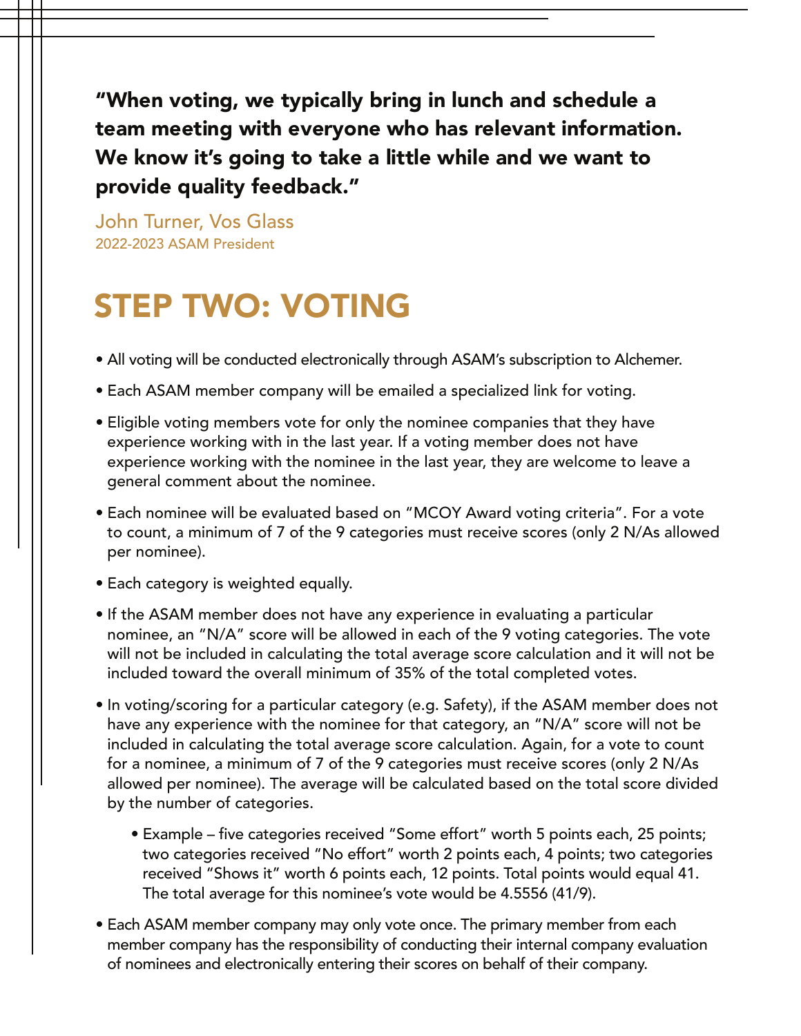**"When voting, we typically bring in lunch and schedule a team meeting with everyone who has relevant information. We know it's going to take a little while and we want to provide quality feedback."**

John Turner, Vos Glass
2022-2023 ASAM President

# STEP TWO: VOTING

- All voting will be conducted electronically through ASAM's subscription to Alchemer.
- Each ASAM member company will be emailed a specialized link for voting.
- Eligible voting members vote for only the nominee companies that they have experience working with in the last year. If a voting member does not have experience working with the nominee in the last year, they are welcome to leave a general comment about the nominee.
- Each nominee will be evaluated based on "MCOY Award voting criteria". For a vote to count, a minimum of 7 of the 9 categories must receive scores (only 2 N/As allowed per nominee).
- Each category is weighted equally.
- If the ASAM member does not have any experience in evaluating a particular nominee, an "N/A" score will be allowed in each of the 9 voting categories. The vote will not be included in calculating the total average score calculation and it will not be included toward the overall minimum of 35% of the total completed votes.
- In voting/scoring for a particular category (e.g. Safety), if the ASAM member does not have any experience with the nominee for that category, an "N/A" score will not be included in calculating the total average score calculation. Again, for a vote to count for a nominee, a minimum of 7 of the 9 categories must receive scores (only 2 N/As allowed per nominee). The average will be calculated based on the total score divided by the number of categories.
  - Example – five categories received "Some effort" worth 5 points each, 25 points; two categories received "No effort" worth 2 points each, 4 points; two categories received "Shows it" worth 6 points each, 12 points. Total points would equal 41. The total average for this nominee's vote would be 4.5556 (41/9).
- Each ASAM member company may only vote once. The primary member from each member company has the responsibility of conducting their internal company evaluation of nominees and electronically entering their scores on behalf of their company.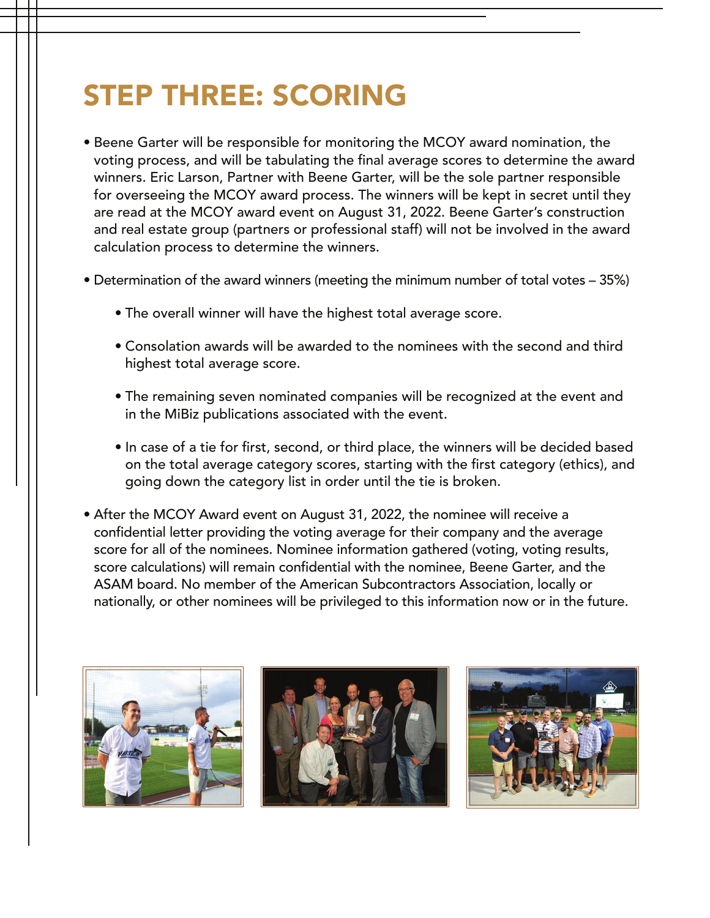# STEP THREE: SCORING

- Beene Garter will be responsible for monitoring the MCOY award nomination, the voting process, and will be tabulating the final average scores to determine the award winners. Eric Larson, Partner with Beene Garter, will be the sole partner responsible for overseeing the MCOY award process. The winners will be kept in secret until they are read at the MCOY award event on August 31, 2022. Beene Garter's construction and real estate group (partners or professional staff) will not be involved in the award calculation process to determine the winners.

- Determination of the award winners (meeting the minimum number of total votes – 35%)

  - The overall winner will have the highest total average score.

  - Consolation awards will be awarded to the nominees with the second and third highest total average score.

  - The remaining seven nominated companies will be recognized at the event and in the MiBiz publications associated with the event.

  - In case of a tie for first, second, or third place, the winners will be decided based on the total average category scores, starting with the first category (ethics), and going down the category list in order until the tie is broken.

- After the MCOY Award event on August 31, 2022, the nominee will receive a confidential letter providing the voting average for their company and the average score for all of the nominees. Nominee information gathered (voting, voting results, score calculations) will remain confidential with the nominee, Beene Garter, and the ASAM board. No member of the American Subcontractors Association, locally or nationally, or other nominees will be privileged to this information now or in the future.